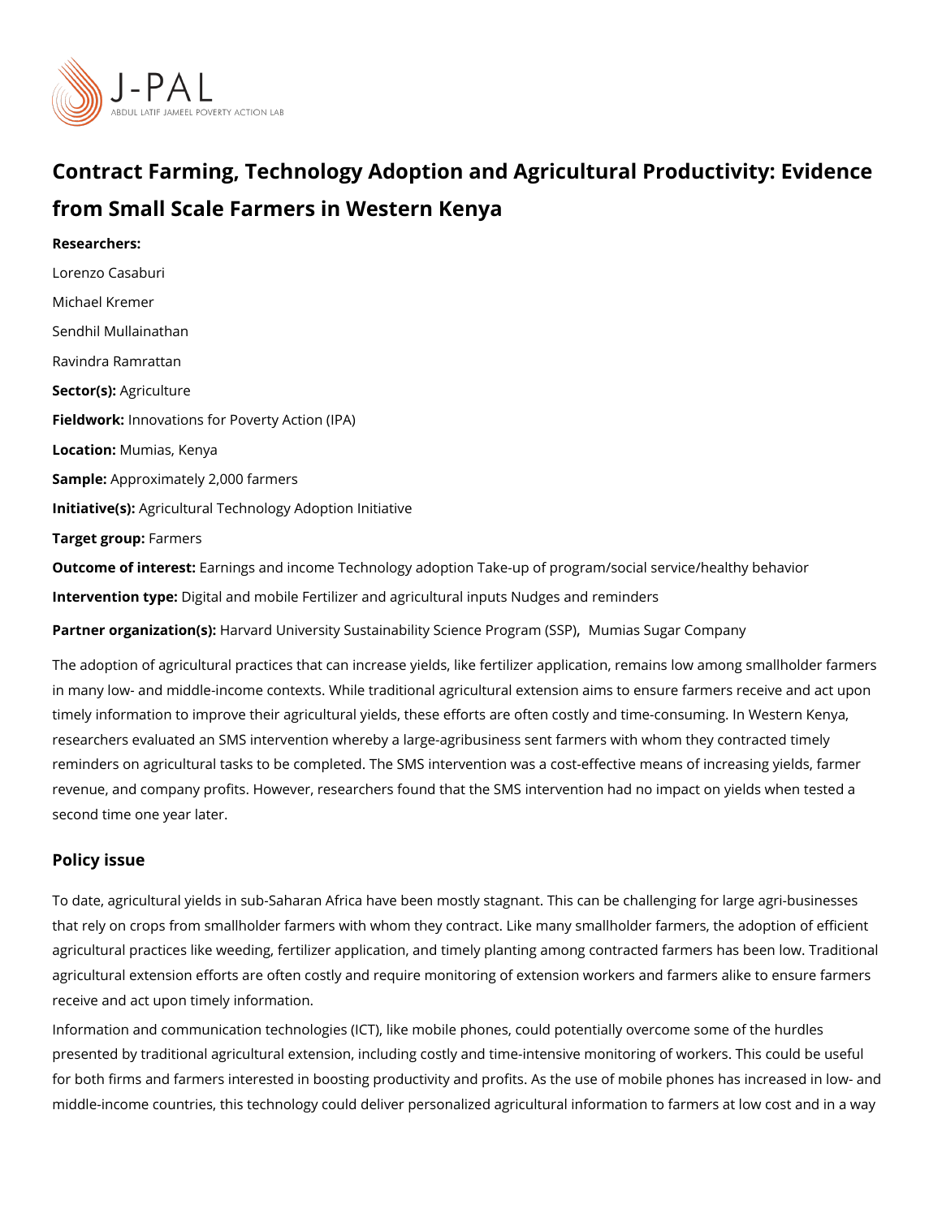# Contract Farming, Technology Adoption and Agricultural Productivity: Evidence from Small Scale Farmers in Western Kenya

**Researchers:**

Lorenzo Casaburi

Michael Kremer

Sendhil Mullainathan

Ravindra Ramrattan

**Sector(s):** Agriculture

**Fieldwork:** Innovations for Poverty Action (IPA)

**Location:** Mumias, Kenya

**Sample:** Approximately 2,000 farmers

**Initiative(s):** Agricultural Technology Adoption Initiative

**Target group:** Farmers

**Outcome of interest:** Earnings and income Technology adoption Take-up of program/social service/healthy behavior

**Intervention type:** Digital and mobile Fertilizer and agricultural inputs Nudges and reminders

**Partner organization(s):** Harvard University Sustainability Science Program (SSP), Mumias Sugar Company

The adoption of agricultural practices that can increase yields, like fertilizer application, remains low among smallholder farmers in many low- and middle-income contexts. While traditional agricultural extension aims to ensure farmers receive and act upon timely information to improve their agricultural yields, these efforts are often costly and time-consuming. In Western Kenya, researchers evaluated an SMS intervention whereby a large-agribusiness sent farmers with whom they contracted timely reminders on agricultural tasks to be completed. The SMS intervention was a cost-effective means of increasing yields, farmer revenue, and company profits. However, researchers found that the SMS intervention had no impact on yields when tested a second time one year later.

## Policy issue

To date, agricultural yields in sub-Saharan Africa have been mostly stagnant. This can be challenging for large agri-businesses that rely on crops from smallholder farmers with whom they contract. Like many smallholder farmers, the adoption of efficient agricultural practices like weeding, fertilizer application, and timely planting among contracted farmers has been low. Traditional agricultural extension efforts are often costly and require monitoring of extension workers and farmers alike to ensure farmers receive and act upon timely information.

Information and communication technologies (ICT), like mobile phones, could potentially overcome some of the hurdles presented by traditional agricultural extension, including costly and time-intensive monitoring of workers. This could be useful for both firms and farmers interested in boosting productivity and profits. As the use of mobile phones has increased in low- and middle-income countries, this technology could deliver personalized agricultural information to farmers at low cost and in a way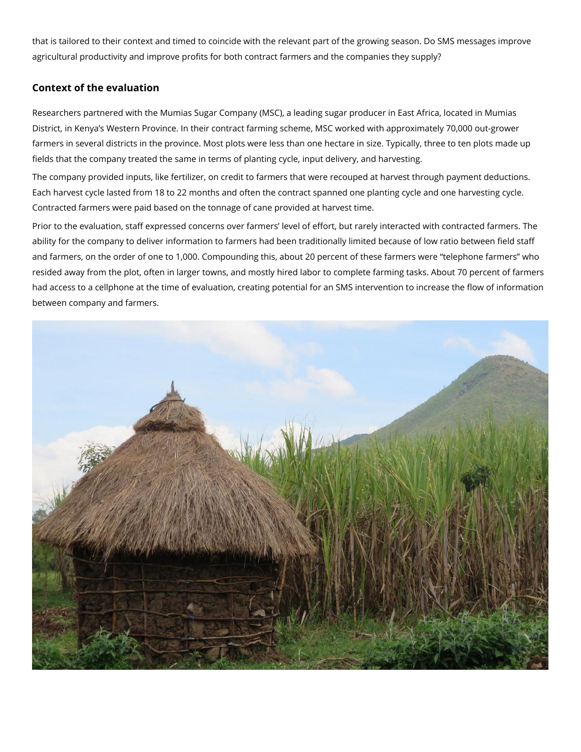that is tailored to their context and timed to coincide with the relevant part of the growing season. Do SMS messages improve agricultural productivity and improve profits for both contract farmers and the companies they supply?

## Context of the evaluation

Researchers partnered with the Mumias Sugar Company (MSC), a leading sugar producer in East Africa, located in Mumias District, in Kenya's Western Province. In their contract farming scheme, MSC worked with approximately 70,000 out-grower farmers in several districts in the province. Most plots were less than one hectare in size. Typically, three to ten plots made up fields that the company treated the same in terms of planting cycle, input delivery, and harvesting.

The company provided inputs, like fertilizer, on credit to farmers that were recouped at harvest through payment deductions. Each harvest cycle lasted from 18 to 22 months and often the contract spanned one planting cycle and one harvesting cycle. Contracted farmers were paid based on the tonnage of cane provided at harvest time.

Prior to the evaluation, staff expressed concerns over farmers' level of effort, but rarely interacted with contracted farmers. The ability for the company to deliver information to farmers had been traditionally limited because of low ratio between field staff and farmers, on the order of one to 1,000. Compounding this, about 20 percent of these farmers were "telephone farmers" who resided away from the plot, often in larger towns, and mostly hired labor to complete farming tasks. About 70 percent of farmers had access to a cellphone at the time of evaluation, creating potential for an SMS intervention to increase the flow of information between company and farmers.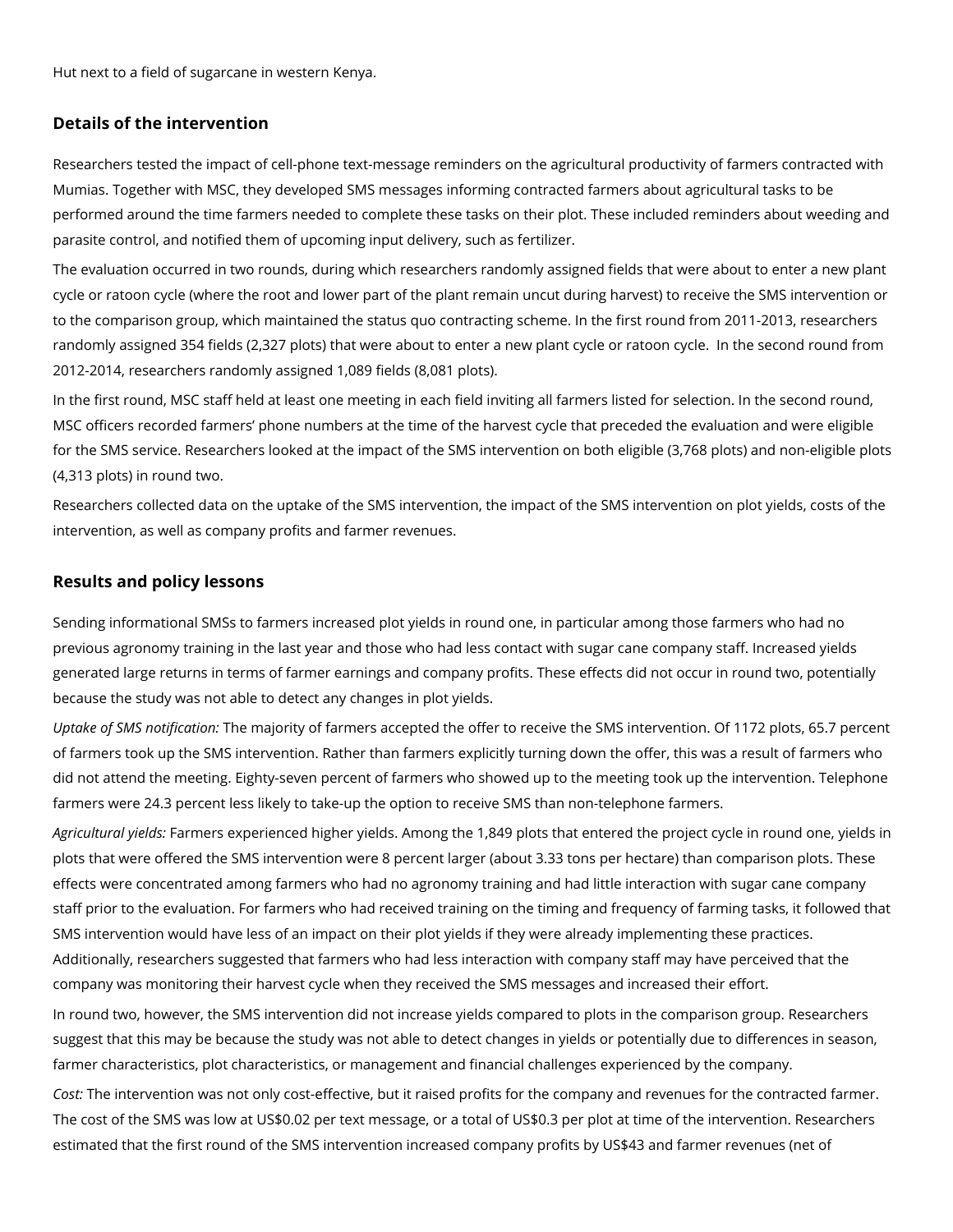Hut next to a field of sugarcane in western Kenya.

### Details of the intervention

Researchers tested the impact of cell-phone text-message reminders on the agricultural productivity of farmers contracted with Mumias. Together with MSC, they developed SMS messages informing contracted farmers about agricultural tasks to be performed around the time farmers needed to complete these tasks on their plot. These included reminders about weeding and parasite control, and notified them of upcoming input delivery, such as fertilizer.

The evaluation occurred in two rounds, during which researchers randomly assigned fields that were about to enter a new plant cycle or ratoon cycle (where the root and lower part of the plant remain uncut during harvest) to receive the SMS intervention or to the comparison group, which maintained the status quo contracting scheme. In the first round from 2011-2013, researchers randomly assigned 354 fields (2,327 plots) that were about to enter a new plant cycle or ratoon cycle. In the second round from 2012-2014, researchers randomly assigned 1,089 fields (8,081 plots).

In the first round, MSC staff held at least one meeting in each field inviting all farmers listed for selection. In the second round, MSC officers recorded farmers' phone numbers at the time of the harvest cycle that preceded the evaluation and were eligible for the SMS service. Researchers looked at the impact of the SMS intervention on both eligible (3,768 plots) and non-eligible plots (4,313 plots) in round two.

Researchers collected data on the uptake of the SMS intervention, the impact of the SMS intervention on plot yields, costs of the intervention, as well as company profits and farmer revenues.

### Results and policy lessons

Sending informational SMSs to farmers increased plot yields in round one, in particular among those farmers who had no previous agronomy training in the last year and those who had less contact with sugar cane company staff. Increased yields generated large returns in terms of farmer earnings and company profits. These effects did not occur in round two, potentially because the study was not able to detect any changes in plot yields.

*Uptake of SMS notification:* The majority of farmers accepted the offer to receive the SMS intervention. Of 1172 plots, 65.7 percent of farmers took up the SMS intervention. Rather than farmers explicitly turning down the offer, this was a result of farmers who did not attend the meeting. Eighty-seven percent of farmers who showed up to the meeting took up the intervention. Telephone farmers were 24.3 percent less likely to take-up the option to receive SMS than non-telephone farmers.

*Agricultural yields:* Farmers experienced higher yields. Among the 1,849 plots that entered the project cycle in round one, yields in plots that were offered the SMS intervention were 8 percent larger (about 3.33 tons per hectare) than comparison plots. These effects were concentrated among farmers who had no agronomy training and had little interaction with sugar cane company staff prior to the evaluation. For farmers who had received training on the timing and frequency of farming tasks, it followed that SMS intervention would have less of an impact on their plot yields if they were already implementing these practices. Additionally, researchers suggested that farmers who had less interaction with company staff may have perceived that the company was monitoring their harvest cycle when they received the SMS messages and increased their effort.

In round two, however, the SMS intervention did not increase yields compared to plots in the comparison group. Researchers suggest that this may be because the study was not able to detect changes in yields or potentially due to differences in season, farmer characteristics, plot characteristics, or management and financial challenges experienced by the company.

*Cost:* The intervention was not only cost-effective, but it raised profits for the company and revenues for the contracted farmer. The cost of the SMS was low at US$0.02 per text message, or a total of US$0.3 per plot at time of the intervention. Researchers estimated that the first round of the SMS intervention increased company profits by US$43 and farmer revenues (net of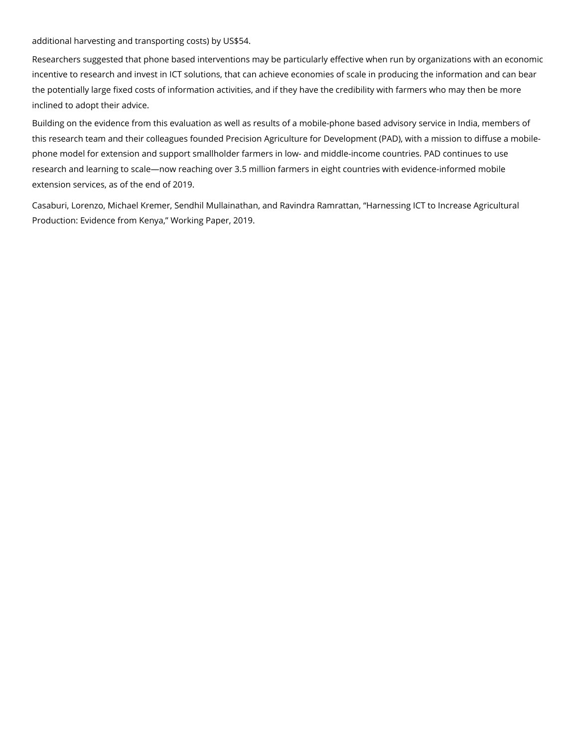additional harvesting and transporting costs) by US$54.

Researchers suggested that phone based interventions may be particularly effective when run by organizations with an economic incentive to research and invest in ICT solutions, that can achieve economies of scale in producing the information and can bear the potentially large fixed costs of information activities, and if they have the credibility with farmers who may then be more inclined to adopt their advice.

Building on the evidence from this evaluation as well as results of a mobile-phone based advisory service in India, members of this research team and their colleagues founded Precision Agriculture for Development (PAD), with a mission to diffuse a mobile-phone model for extension and support smallholder farmers in low- and middle-income countries. PAD continues to use research and learning to scale—now reaching over 3.5 million farmers in eight countries with evidence-informed mobile extension services, as of the end of 2019.

Casaburi, Lorenzo, Michael Kremer, Sendhil Mullainathan, and Ravindra Ramrattan, "Harnessing ICT to Increase Agricultural Production: Evidence from Kenya," Working Paper, 2019.